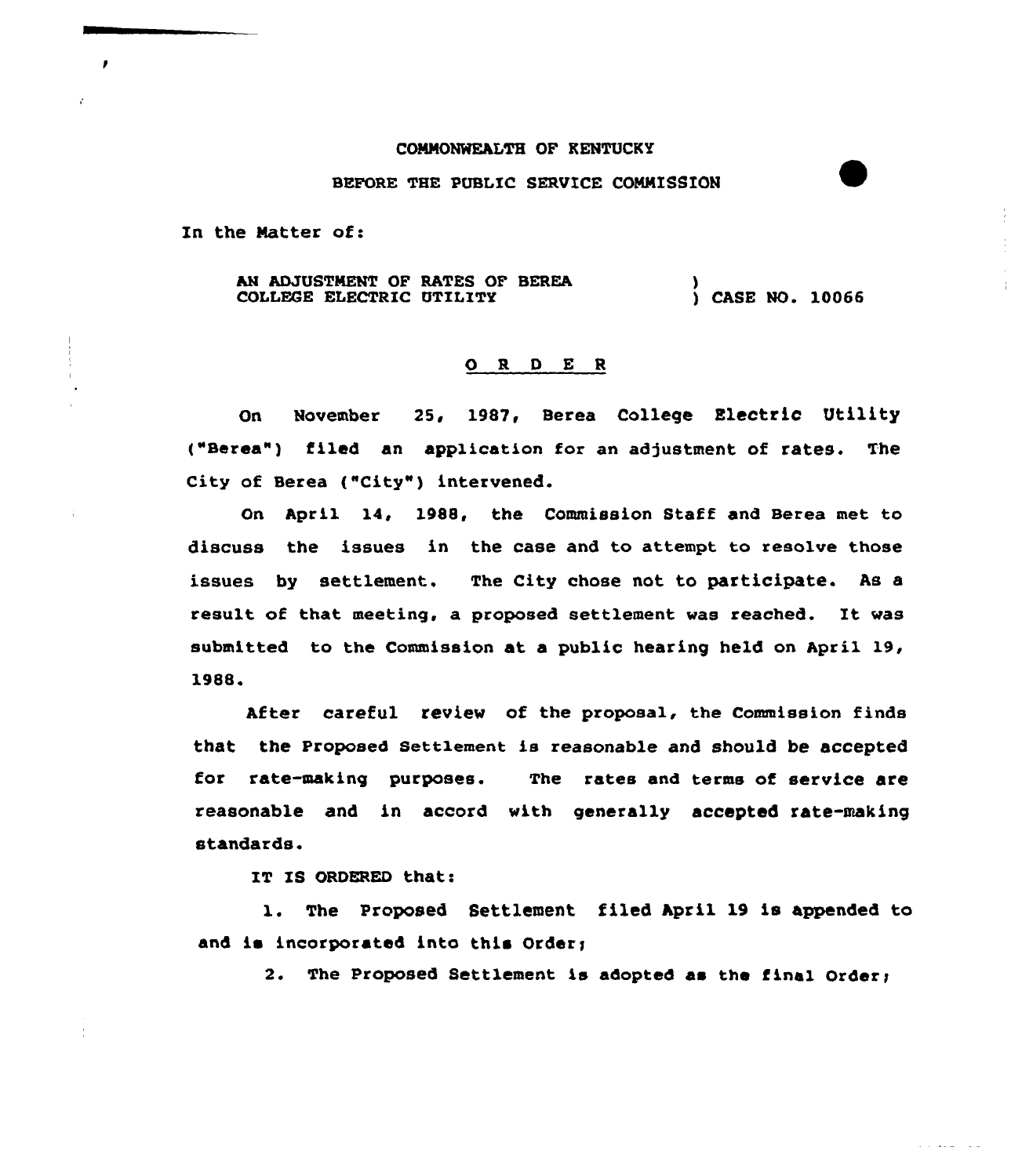COMMONWEALTH OF KENTUCKY

BEFORE THE PUBLIC SERVICE COMMISSION

In the Matter of:

AN ADJUSTMENT OF RATES OF BEREA COLLEGE ELECTRIC UTILITY ) CASE NO. 10066

# O R D E R

On November 25, 1987, Berea College Electric Utility ("Berea") filed an application for an adjustment of rates. The City of Berea ("City") intervened.

On April 14, 1988, the Commission Staff and Berea met to discuss the issues in the case and to attempt to resolve those issues by settlement. The City chose not to participate. As a result of that meeting, a proposed settlement was reached. It was submitted to the Commission at a public hearing held on April 19, 1988.

After careful review of the proposal, the Commission finds that the Proposed Settlement is reasonable and should be accepted for rate-making purposes. The rates and terms of service are reasonable and in accord with generally accepted rate-making standards.

IT IS ORDERED that:

1. The Proposed Settlement filed April 19 is appended to and is incorporated into this Order;

2. The Proposed Settlement is adopted as the final Order;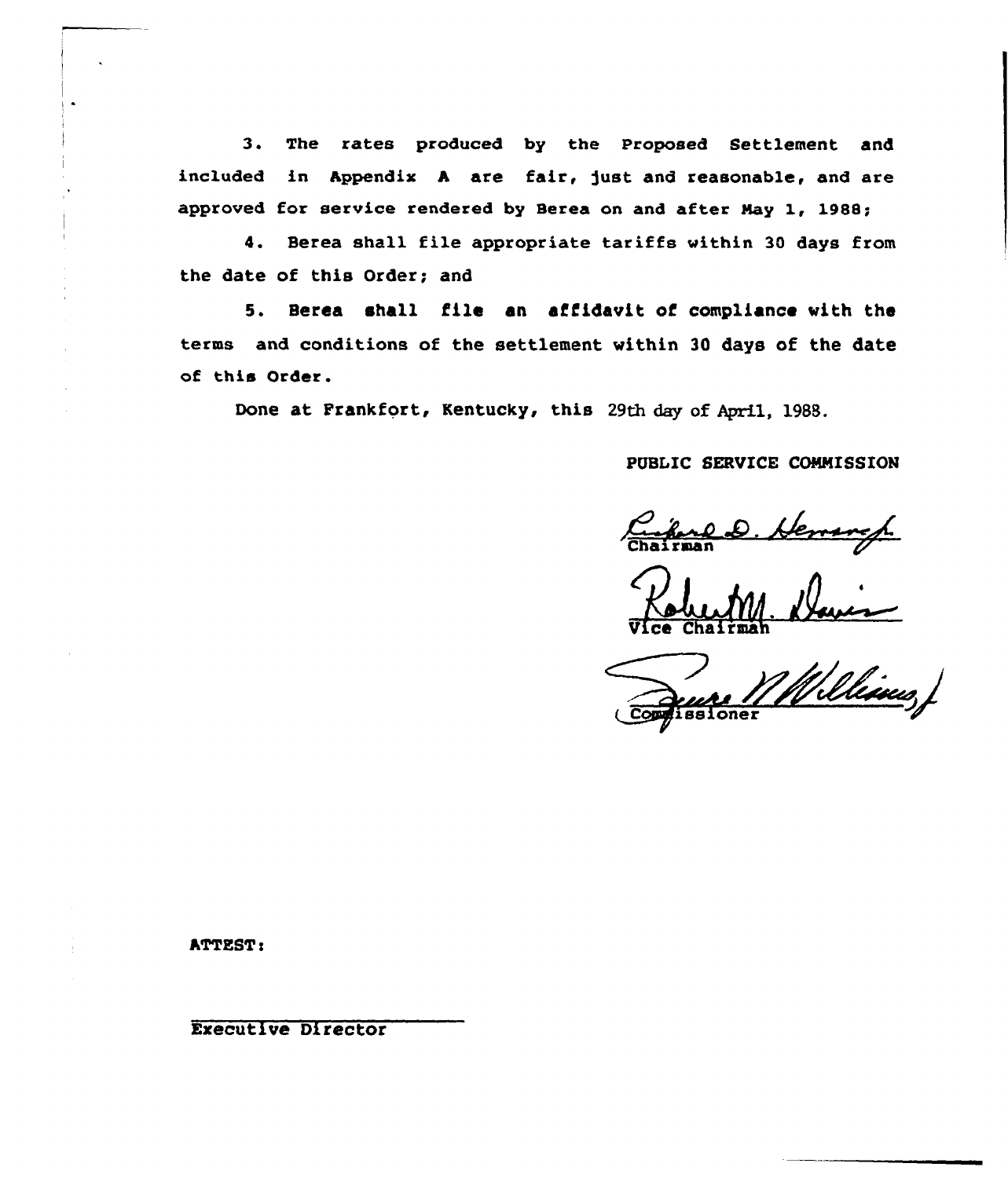3. The rates produced by the Proposed Settlement and included in Appendix A are fair, just and reasonable, and are approved for service rendered by Berea on and after May 1, 1988;

4. Berea shall file appropriate tariffs within 30 days from the date of this Order; and

5. Berea shall file an affidavit of compliance with the terms and conditions of the settlement within 30 days of the date of this Order.

Done at Frankfort, Kentucky, this 29th day of April, 1988.

PUBLIC SERVICE COMMISSION

Chairman

Vice Chairman

Commissioner

ATTEST:

Executive Director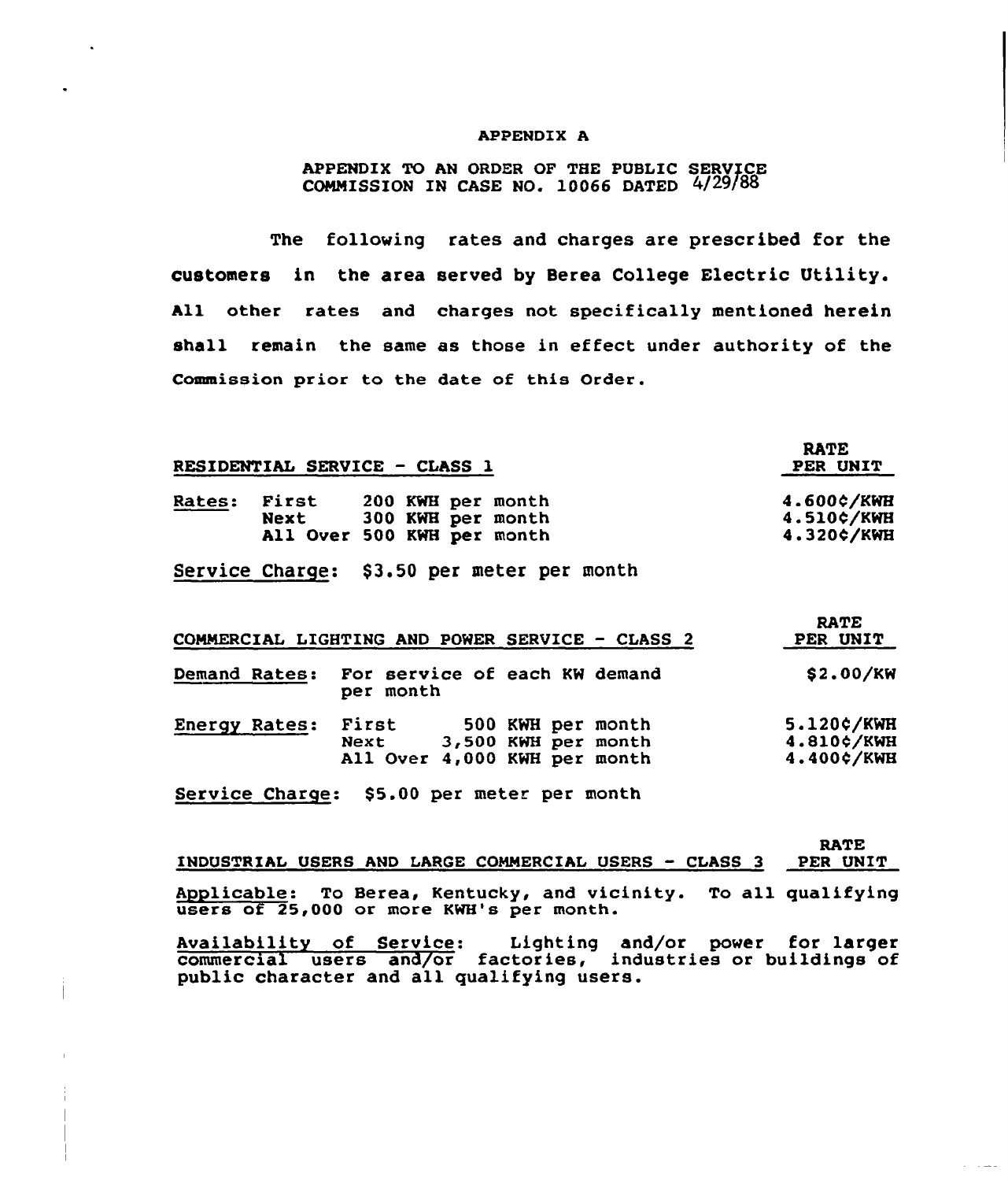# APPENDIX A

APPENDIX TO AN ORDER OF THE PUBLIC SERVICE COMMISSION IN CASE NO. 10066 DATED 4/29/88

The following rates and charges are prescribed for the customers in the area served by Berea College Electric Utility. All other rates and charges not specifically mentioned herein shall remain the same as those in effect under authority of the Commission prior to the date of this Order.

| RESIDENTIAL SERVICE - CLASS 1 | | RATE PER UNIT |
|---|---|---|
| Rates: | First 200 KWH per month | 4.600¢/KWH |
| | Next 300 KWH per month | 4.510¢/KWH |
| | All Over 500 KWH per month | 4.320¢/KWH |

Service Charge: $3.50 per meter per month

| COMMERCIAL LIGHTING AND POWER SERVICE - CLASS 2 | | RATE PER UNIT |
|---|---|---|
| Demand Rates: | For service of each KW demand per month | $2.00/KW |
| Energy Rates: | First 500 KWH per month | 5.120¢/KWH |
| | Next 3,500 KWH per month | 4.810¢/KWH |
| | All Over 4,000 KWH per month | 4.400¢/KWH |

Service Charge: $5.00 per meter per month

| INDUSTRIAL USERS AND LARGE COMMERCIAL USERS - CLASS 3 | RATE PER UNIT |
|---|---|

Applicable: To Berea, Kentucky, and vicinity. To all qualifying users of 25,000 or more KWH's per month.

Availability of Service: Lighting and/or power for larger commercial users and/or factories, industries or buildings of public character and all qualifying users.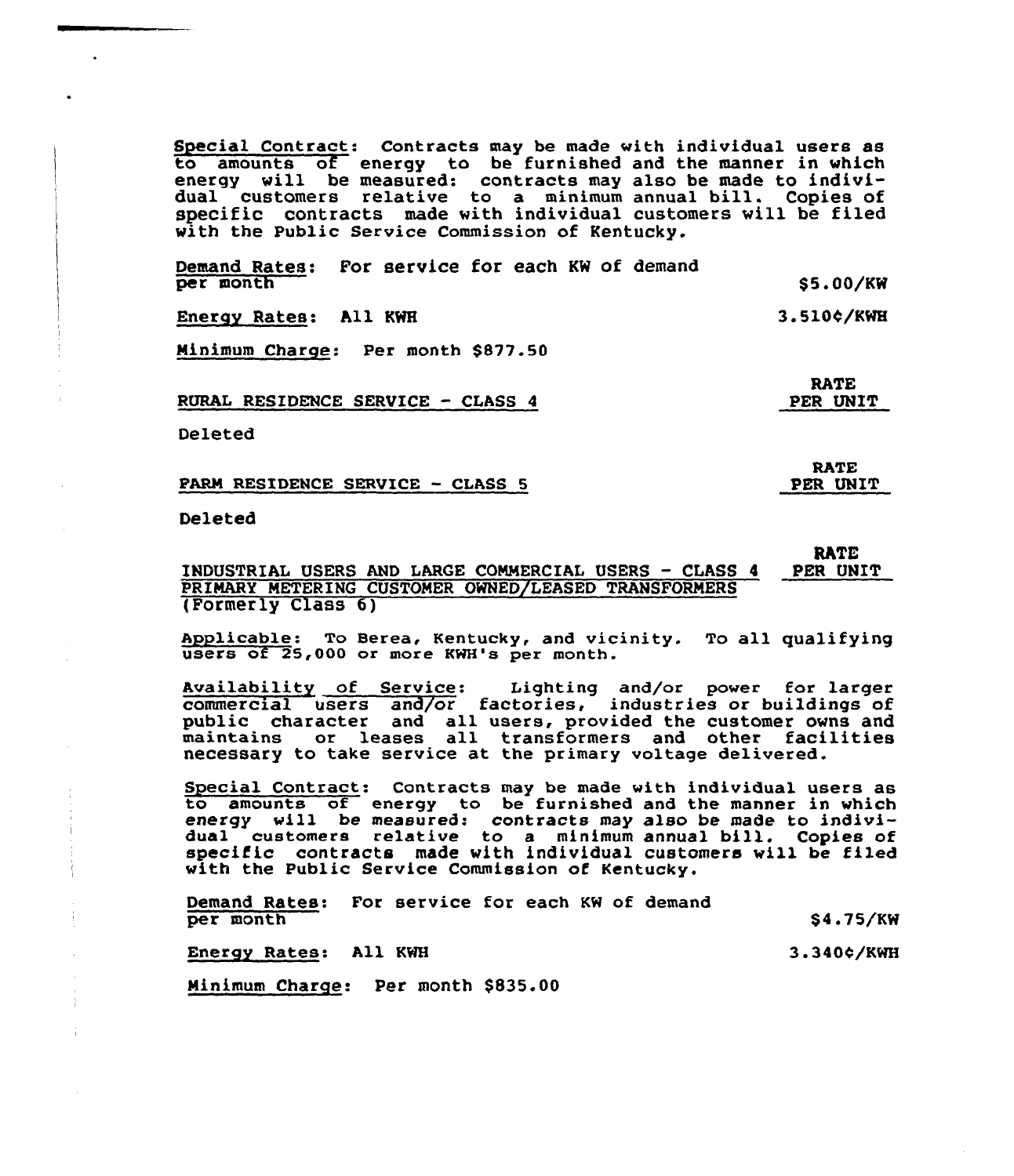Special Contract: Contracts may be made with individual users as to amounts of energy to be furnished and the manner in which energy will be measured: contracts may also be made to individual customers relative to a minimum annual bill. Copies of specific contracts made with individual customers will be filed with the Public Service Commission of Kentucky.

Demand Rates: For service for each KW of demand per month — $5.00/KW

Energy Rates: All KWH — 3.510¢/KWH

Minimum Charge: Per month $877.50

RURAL RESIDENCE SERVICE - CLASS 4 — RATE PER UNIT

Deleted

FARM RESIDENCE SERVICE - CLASS 5 — RATE PER UNIT

Deleted

INDUSTRIAL USERS AND LARGE COMMERCIAL USERS - CLASS 4 PRIMARY METERING CUSTOMER OWNED/LEASED TRANSFORMERS (Formerly Class 6) — RATE PER UNIT

Applicable: To Berea, Kentucky, and vicinity. To all qualifying users of 25,000 or more KWH's per month.

Availability of Service: Lighting and/or power for larger commercial users and/or factories, industries or buildings of public character and all users, provided the customer owns and maintains or leases all transformers and other facilities necessary to take service at the primary voltage delivered.

Special Contract: Contracts may be made with individual users as to amounts of energy to be furnished and the manner in which energy will be measured: contracts may also be made to individual customers relative to a minimum annual bill. Copies of specific contracts made with individual customers will be filed with the Public Service Commission of Kentucky.

Demand Rates: For service for each KW of demand per month — $4.75/KW

Energy Rates: All KWH — 3.340¢/KWH

Minimum Charge: Per month $835.00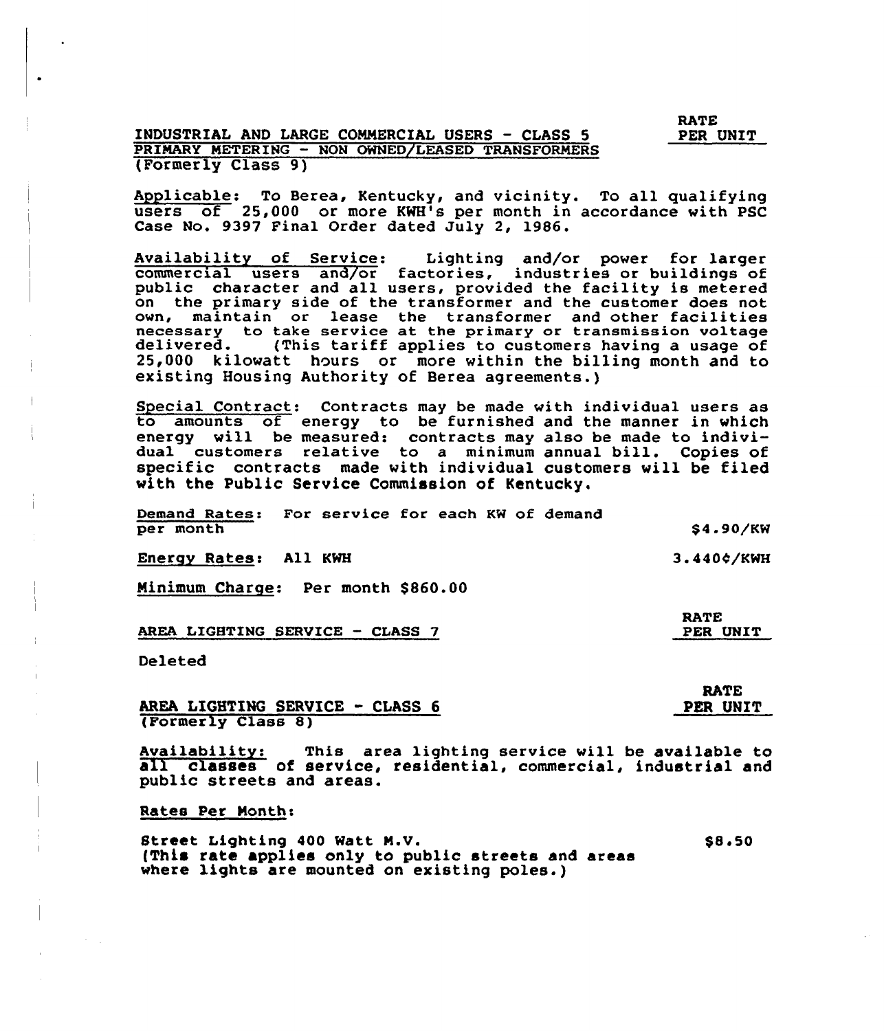**RATE PER UNIT**

## INDUSTRIAL AND LARGE COMMERCIAL USERS - CLASS 5
## PRIMARY METERING - NON OWNED/LEASED TRANSFORMERS
(Formerly Class 9)

Applicable: To Berea, Kentucky, and vicinity. To all qualifying users of 25,000 or more KWH's per month in accordance with PSC Case No. 9397 Final Order dated July 2, 1986.

Availability of Service: Lighting and/or power for larger commercial users and/or factories, industries or buildings of public character and all users, provided the facility is metered on the primary side of the transformer and the customer does not own, maintain or lease the transformer and other facilities necessary to take service at the primary or transmission voltage delivered. (This tariff applies to customers having a usage of 25,000 kilowatt hours or more within the billing month and to existing Housing Authority of Berea agreements.)

Special Contract: Contracts may be made with individual users as to amounts of energy to be furnished and the manner in which energy will be measured: contracts may also be made to individual customers relative to a minimum annual bill. Copies of specific contracts made with individual customers will be filed with the Public Service Commission of Kentucky.

| | |
|---|---|
| Demand Rates: For service for each KW of demand per month | $4.90/KW |
| Energy Rates: All KWH | 3.440¢/KWH |

Minimum Charge: Per month $860.00

## AREA LIGHTING SERVICE - CLASS 7 — RATE PER UNIT

Deleted

## AREA LIGHTING SERVICE - CLASS 6 — RATE PER UNIT
(Formerly Class 8)

Availability: This area lighting service will be available to all classes of service, residential, commercial, industrial and public streets and areas.

Rates Per Month:

| | |
|---|---|
| Street Lighting 400 Watt M.V. (This rate applies only to public streets and areas where lights are mounted on existing poles.) | $8.50 |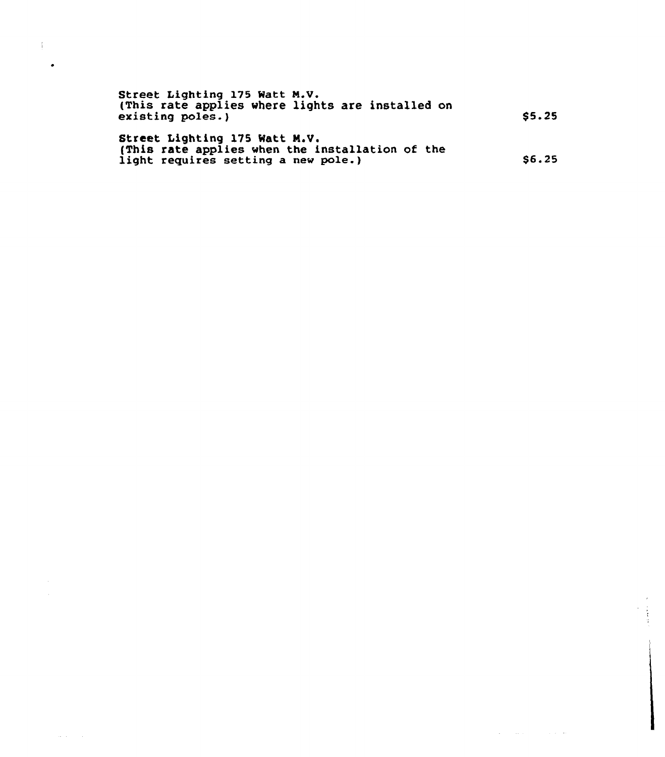| | |
|---|---|
| Street Lighting 175 Watt M.V. (This rate applies where lights are installed on existing poles.) | $5.25 |
| Street Lighting 175 Watt M.V. (This rate applies when the installation of the light requires setting a new pole.) | $6.25 |